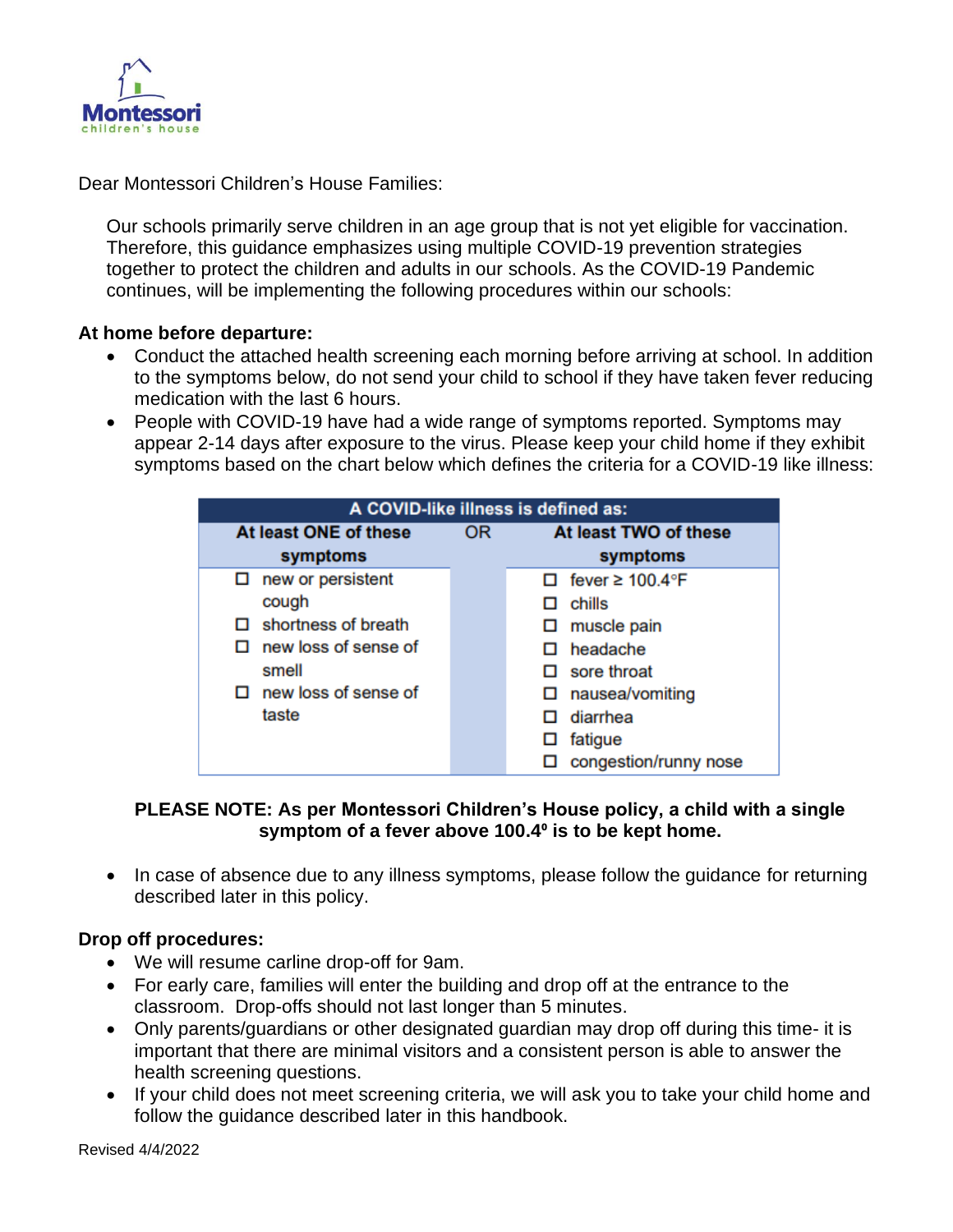Montessori children's house

Dear Montessori Children's House Families:

Our schools primarily serve children in an age group that is not yet eligible for vaccination. Therefore, this guidance emphasizes using multiple COVID-19 prevention strategies together to protect the children and adults in our schools. As the COVID-19 Pandemic continues, will be implementing the following procedures within our schools:

**At home before departure:**

- Conduct the attached health screening each morning before arriving at school. In addition to the symptoms below, do not send your child to school if they have taken fever reducing medication with the last 6 hours.
- People with COVID-19 have had a wide range of symptoms reported. Symptoms may appear 2-14 days after exposure to the virus. Please keep your child home if they exhibit symptoms based on the chart below which defines the criteria for a COVID-19 like illness:

| A COVID-like illness is defined as: | | |
|---|---|---|
| **At least ONE of these symptoms** | OR | **At least TWO of these symptoms** |
| ☐ new or persistent cough<br>☐ shortness of breath<br>☐ new loss of sense of smell<br>☐ new loss of sense of taste | | ☐ fever ≥ 100.4°F<br>☐ chills<br>☐ muscle pain<br>☐ headache<br>☐ sore throat<br>☐ nausea/vomiting<br>☐ diarrhea<br>☐ fatigue<br>☐ congestion/runny nose |

**PLEASE NOTE: As per Montessori Children's House policy, a child with a single symptom of a fever above 100.4⁰ is to be kept home.**

- In case of absence due to any illness symptoms, please follow the guidance for returning described later in this policy.

**Drop off procedures:**

- We will resume carline drop-off for 9am.
- For early care, families will enter the building and drop off at the entrance to the classroom. Drop-offs should not last longer than 5 minutes.
- Only parents/guardians or other designated guardian may drop off during this time- it is important that there are minimal visitors and a consistent person is able to answer the health screening questions.
- If your child does not meet screening criteria, we will ask you to take your child home and follow the guidance described later in this handbook.

Revised 4/4/2022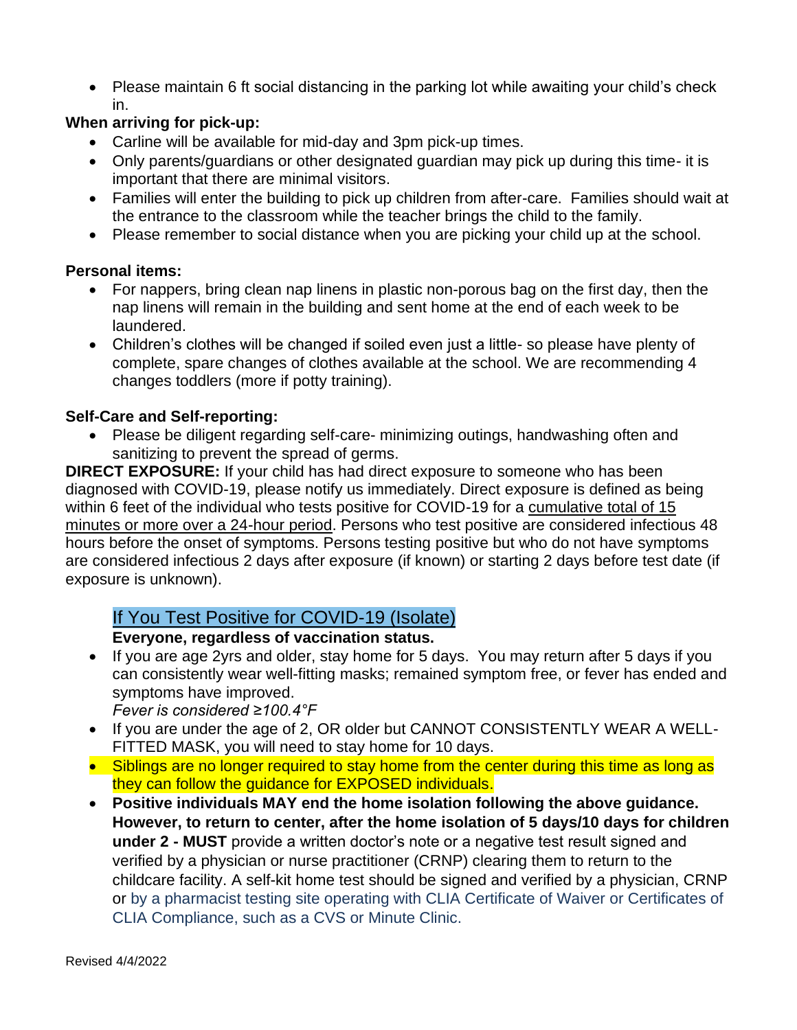- Please maintain 6 ft social distancing in the parking lot while awaiting your child's check in.

**When arriving for pick-up:**

- Carline will be available for mid-day and 3pm pick-up times.
- Only parents/guardians or other designated guardian may pick up during this time- it is important that there are minimal visitors.
- Families will enter the building to pick up children from after-care. Families should wait at the entrance to the classroom while the teacher brings the child to the family.
- Please remember to social distance when you are picking your child up at the school.

**Personal items:**

- For nappers, bring clean nap linens in plastic non-porous bag on the first day, then the nap linens will remain in the building and sent home at the end of each week to be laundered.
- Children's clothes will be changed if soiled even just a little- so please have plenty of complete, spare changes of clothes available at the school. We are recommending 4 changes toddlers (more if potty training).

**Self-Care and Self-reporting:**

- Please be diligent regarding self-care- minimizing outings, handwashing often and sanitizing to prevent the spread of germs.

**DIRECT EXPOSURE:** If your child has had direct exposure to someone who has been diagnosed with COVID-19, please notify us immediately. Direct exposure is defined as being within 6 feet of the individual who tests positive for COVID-19 for a cumulative total of 15 minutes or more over a 24-hour period. Persons who test positive are considered infectious 48 hours before the onset of symptoms. Persons testing positive but who do not have symptoms are considered infectious 2 days after exposure (if known) or starting 2 days before test date (if exposure is unknown).

## If You Test Positive for COVID-19 (Isolate)

**Everyone, regardless of vaccination status.**

- If you are age 2yrs and older, stay home for 5 days. You may return after 5 days if you can consistently wear well-fitting masks; remained symptom free, or fever has ended and symptoms have improved.
  *Fever is considered ≥100.4°F*
- If you are under the age of 2, OR older but CANNOT CONSISTENTLY WEAR A WELL-FITTED MASK, you will need to stay home for 10 days.
- Siblings are no longer required to stay home from the center during this time as long as they can follow the guidance for EXPOSED individuals.
- **Positive individuals MAY end the home isolation following the above guidance. However, to return to center, after the home isolation of 5 days/10 days for children under 2 - MUST** provide a written doctor's note or a negative test result signed and verified by a physician or nurse practitioner (CRNP) clearing them to return to the childcare facility. A self-kit home test should be signed and verified by a physician, CRNP or by a pharmacist testing site operating with CLIA Certificate of Waiver or Certificates of CLIA Compliance, such as a CVS or Minute Clinic.

Revised 4/4/2022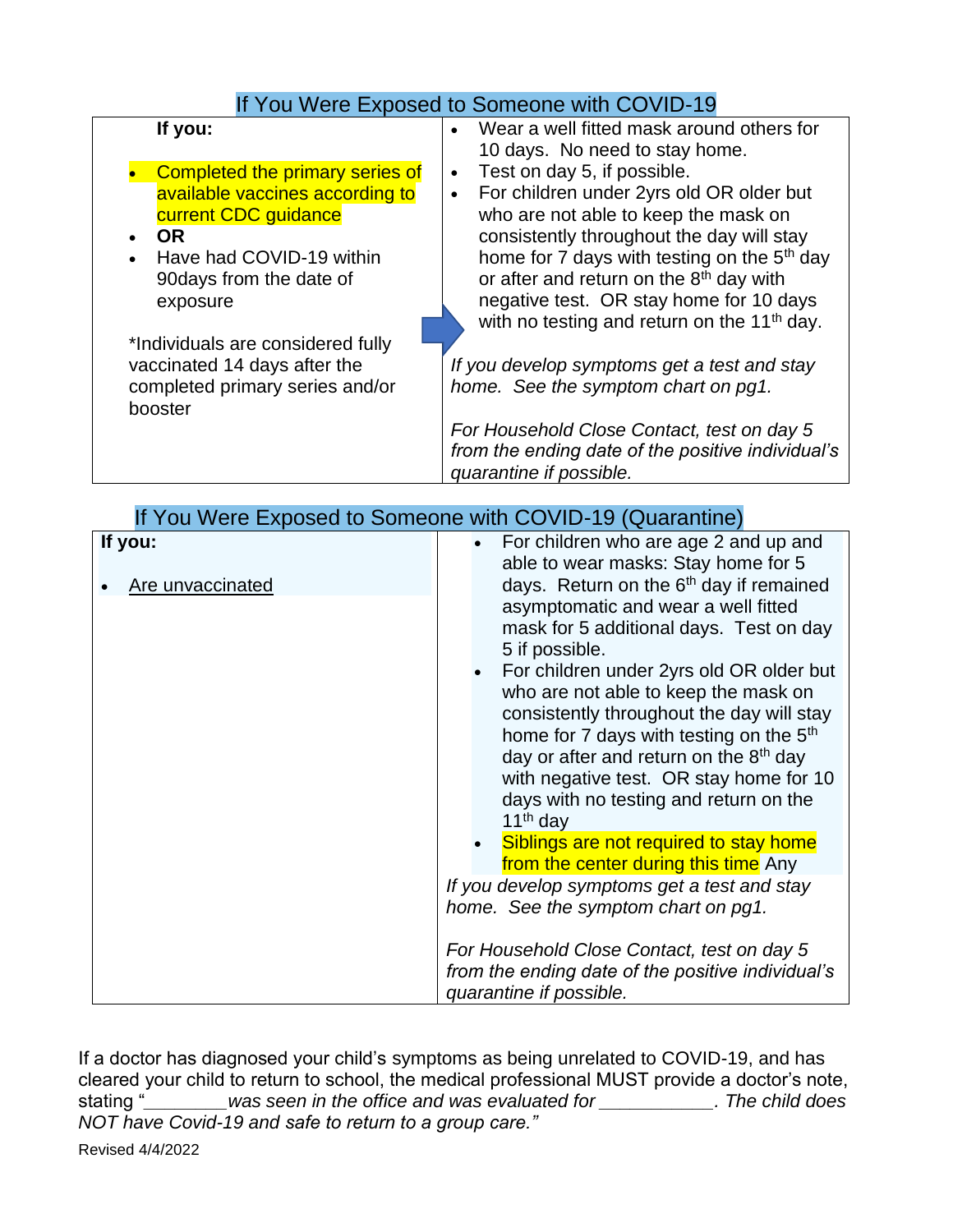## If You Were Exposed to Someone with COVID-19

| If you: | |
|---|---|
| • Completed the primary series of available vaccines according to current CDC guidance<br>• **OR**<br>• Have had COVID-19 within 90days from the date of exposure<br><br>*Individuals are considered fully vaccinated 14 days after the completed primary series and/or booster | • Wear a well fitted mask around others for 10 days. No need to stay home.<br>• Test on day 5, if possible.<br>• For children under 2yrs old OR older but who are not able to keep the mask on consistently throughout the day will stay home for 7 days with testing on the 5th day or after and return on the 8th day with negative test. OR stay home for 10 days with no testing and return on the 11th day.<br><br>*If you develop symptoms get a test and stay home. See the symptom chart on pg1.*<br><br>*For Household Close Contact, test on day 5 from the ending date of the positive individual's quarantine if possible.* |

## If You Were Exposed to Someone with COVID-19 (Quarantine)

| If you: | |
|---|---|
| • Are unvaccinated | • For children who are age 2 and up and able to wear masks: Stay home for 5 days. Return on the 6th day if remained asymptomatic and wear a well fitted mask for 5 additional days. Test on day 5 if possible.<br>• For children under 2yrs old OR older but who are not able to keep the mask on consistently throughout the day will stay home for 7 days with testing on the 5th day or after and return on the 8th day with negative test. OR stay home for 10 days with no testing and return on the 11th day<br>• Siblings are not required to stay home from the center during this time Any<br><br>*If you develop symptoms get a test and stay home. See the symptom chart on pg1.*<br><br>*For Household Close Contact, test on day 5 from the ending date of the positive individual's quarantine if possible.* |

If a doctor has diagnosed your child's symptoms as being unrelated to COVID-19, and has cleared your child to return to school, the medical professional MUST provide a doctor's note, stating "*________was seen in the office and was evaluated for ___________. The child does NOT have Covid-19 and safe to return to a group care.*"

Revised 4/4/2022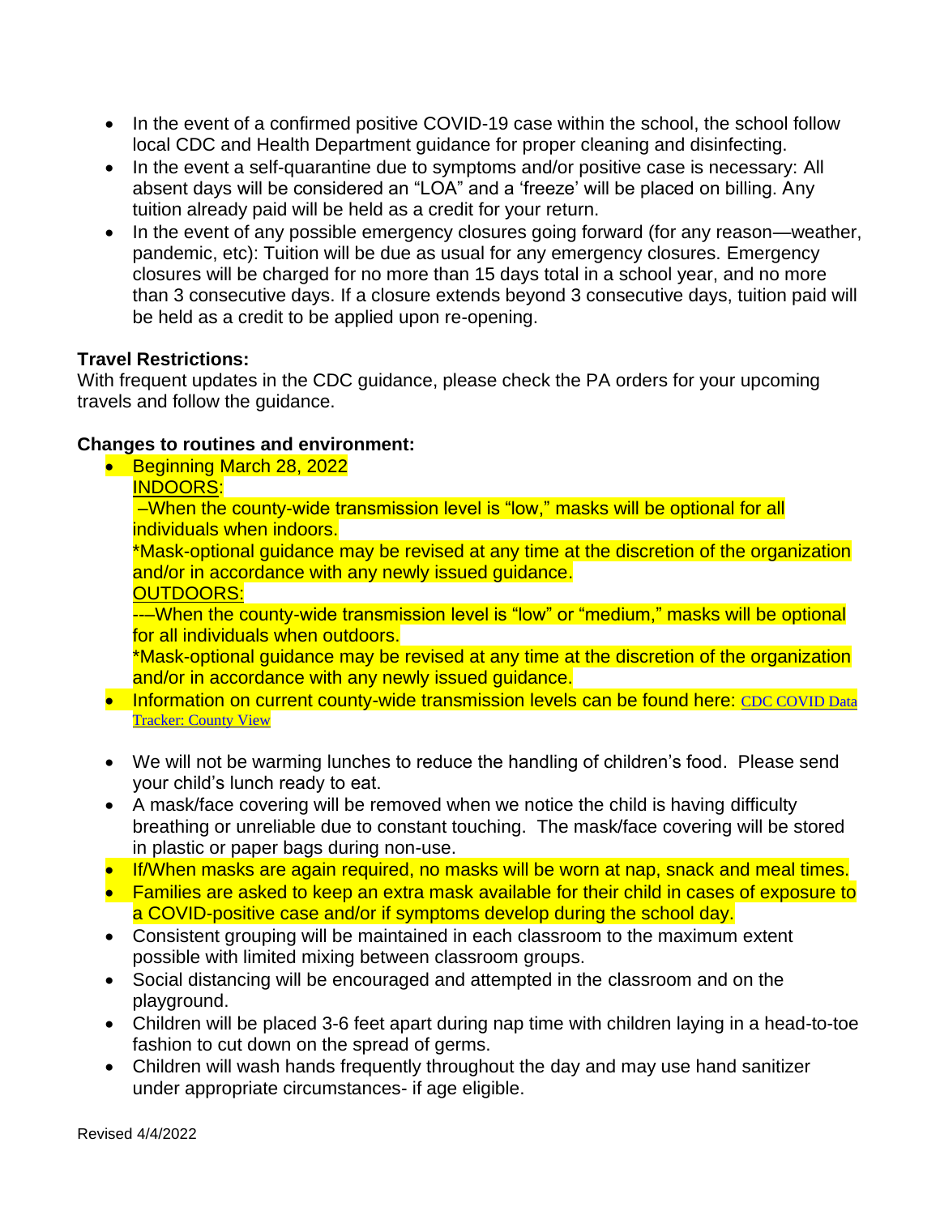- In the event of a confirmed positive COVID-19 case within the school, the school follow local CDC and Health Department guidance for proper cleaning and disinfecting.
- In the event a self-quarantine due to symptoms and/or positive case is necessary: All absent days will be considered an "LOA" and a 'freeze' will be placed on billing. Any tuition already paid will be held as a credit for your return.
- In the event of any possible emergency closures going forward (for any reason—weather, pandemic, etc): Tuition will be due as usual for any emergency closures. Emergency closures will be charged for no more than 15 days total in a school year, and no more than 3 consecutive days. If a closure extends beyond 3 consecutive days, tuition paid will be held as a credit to be applied upon re-opening.

**Travel Restrictions:**
With frequent updates in the CDC guidance, please check the PA orders for your upcoming travels and follow the guidance.

**Changes to routines and environment:**

- Beginning March 28, 2022
  <u>INDOORS</u>:
  –When the county-wide transmission level is "low," masks will be optional for all individuals when indoors.
  *Mask-optional guidance may be revised at any time at the discretion of the organization and/or in accordance with any newly issued guidance.
  <u>OUTDOORS</u>:
  -–When the county-wide transmission level is "low" or "medium," masks will be optional for all individuals when outdoors.
  *Mask-optional guidance may be revised at any time at the discretion of the organization and/or in accordance with any newly issued guidance.
- Information on current county-wide transmission levels can be found here: [CDC COVID Data Tracker: County View]()

- We will not be warming lunches to reduce the handling of children's food. Please send your child's lunch ready to eat.
- A mask/face covering will be removed when we notice the child is having difficulty breathing or unreliable due to constant touching. The mask/face covering will be stored in plastic or paper bags during non-use.
- If/When masks are again required, no masks will be worn at nap, snack and meal times.
- Families are asked to keep an extra mask available for their child in cases of exposure to a COVID-positive case and/or if symptoms develop during the school day.
- Consistent grouping will be maintained in each classroom to the maximum extent possible with limited mixing between classroom groups.
- Social distancing will be encouraged and attempted in the classroom and on the playground.
- Children will be placed 3-6 feet apart during nap time with children laying in a head-to-toe fashion to cut down on the spread of germs.
- Children will wash hands frequently throughout the day and may use hand sanitizer under appropriate circumstances- if age eligible.

Revised 4/4/2022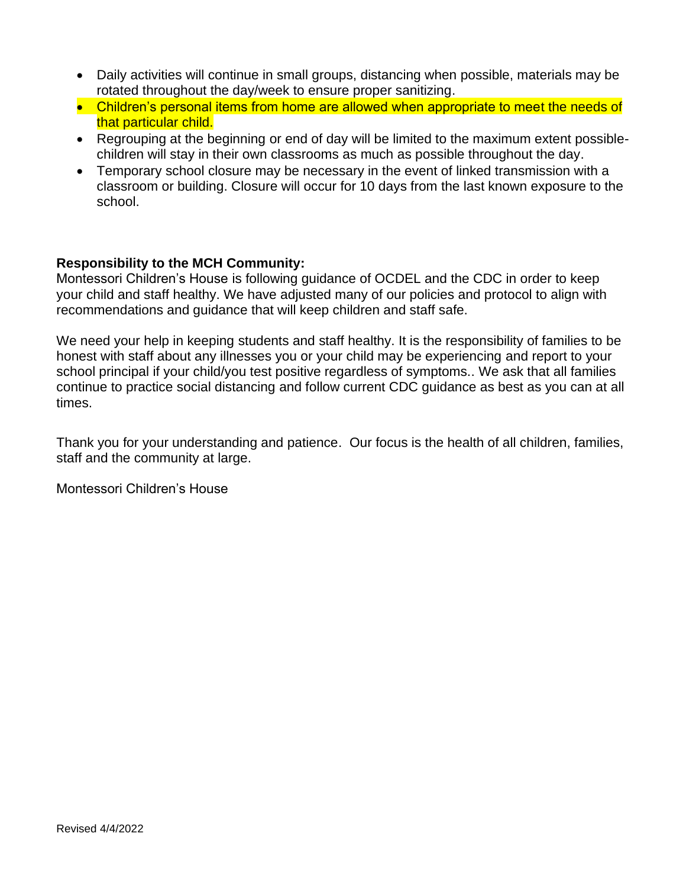- Daily activities will continue in small groups, distancing when possible, materials may be rotated throughout the day/week to ensure proper sanitizing.
- Children's personal items from home are allowed when appropriate to meet the needs of that particular child.
- Regrouping at the beginning or end of day will be limited to the maximum extent possible-children will stay in their own classrooms as much as possible throughout the day.
- Temporary school closure may be necessary in the event of linked transmission with a classroom or building. Closure will occur for 10 days from the last known exposure to the school.

**Responsibility to the MCH Community:**

Montessori Children's House is following guidance of OCDEL and the CDC in order to keep your child and staff healthy. We have adjusted many of our policies and protocol to align with recommendations and guidance that will keep children and staff safe.

We need your help in keeping students and staff healthy. It is the responsibility of families to be honest with staff about any illnesses you or your child may be experiencing and report to your school principal if your child/you test positive regardless of symptoms.. We ask that all families continue to practice social distancing and follow current CDC guidance as best as you can at all times.

Thank you for your understanding and patience. Our focus is the health of all children, families, staff and the community at large.

Montessori Children's House

Revised 4/4/2022